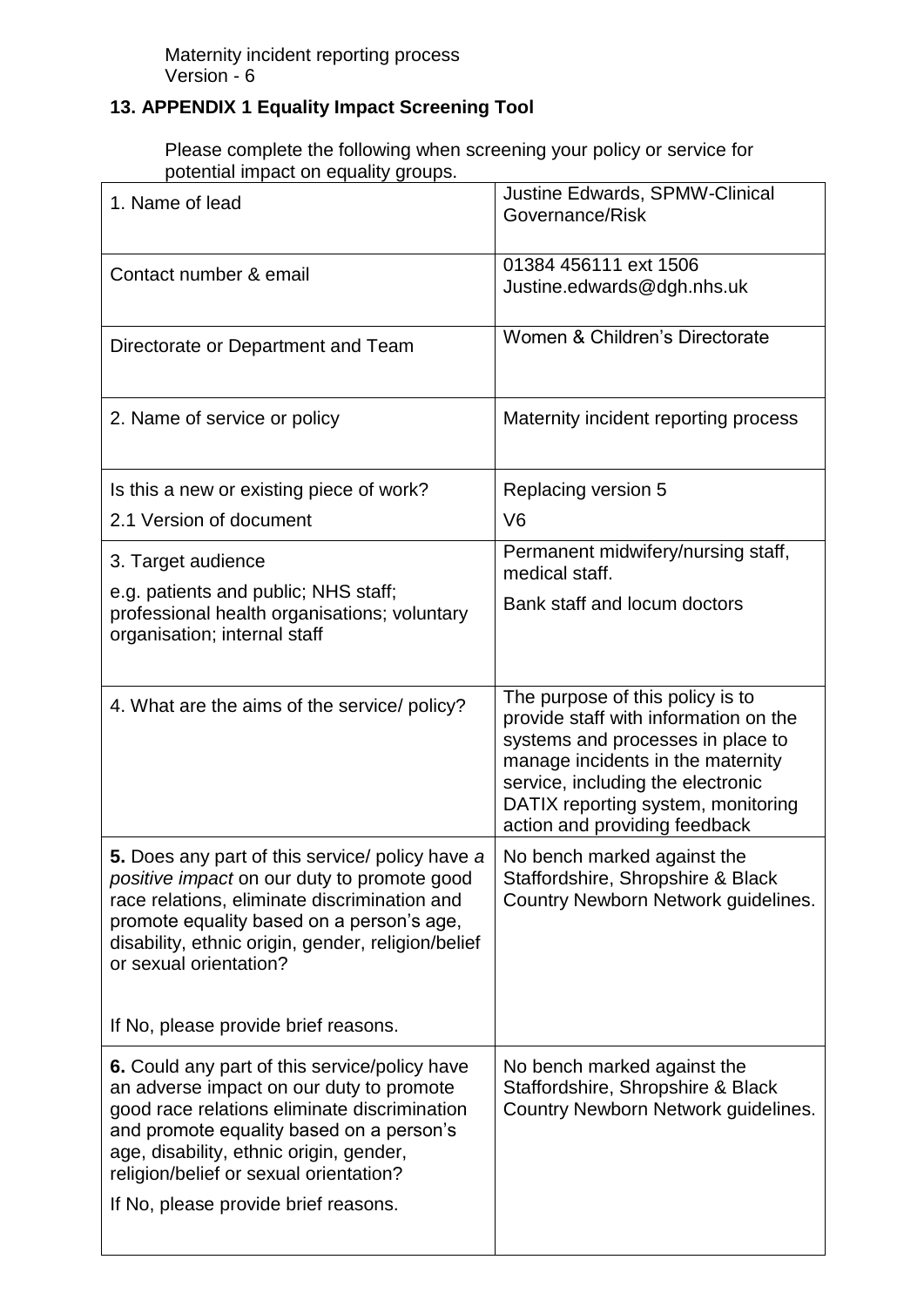## 13. APPENDIX 1 Equality Impact Screening Tool

Please complete the following when screening your policy or service for potential impact on equality groups.

| | |
|---|---|
| 1. Name of lead | Justine Edwards, SPMW-Clinical Governance/Risk |
| Contact number & email | 01384 456111 ext 1506<br>Justine.edwards@dgh.nhs.uk |
| Directorate or Department and Team | Women & Children's Directorate |
| 2. Name of service or policy | Maternity incident reporting process |
| Is this a new or existing piece of work?<br>2.1 Version of document | Replacing version 5<br>V6 |
| 3. Target audience<br>e.g. patients and public; NHS staff; professional health organisations; voluntary organisation; internal staff | Permanent midwifery/nursing staff, medical staff.<br>Bank staff and locum doctors |
| 4. What are the aims of the service/ policy? | The purpose of this policy is to provide staff with information on the systems and processes in place to manage incidents in the maternity service, including the electronic DATIX reporting system, monitoring action and providing feedback |
| **5.** Does any part of this service/ policy have *a positive impact* on our duty to promote good race relations, eliminate discrimination and promote equality based on a person's age, disability, ethnic origin, gender, religion/belief or sexual orientation?<br><br>If No, please provide brief reasons. | No bench marked against the Staffordshire, Shropshire & Black Country Newborn Network guidelines. |
| **6.** Could any part of this service/policy have an adverse impact on our duty to promote good race relations eliminate discrimination and promote equality based on a person's age, disability, ethnic origin, gender, religion/belief or sexual orientation?<br>If No, please provide brief reasons. | No bench marked against the Staffordshire, Shropshire & Black Country Newborn Network guidelines. |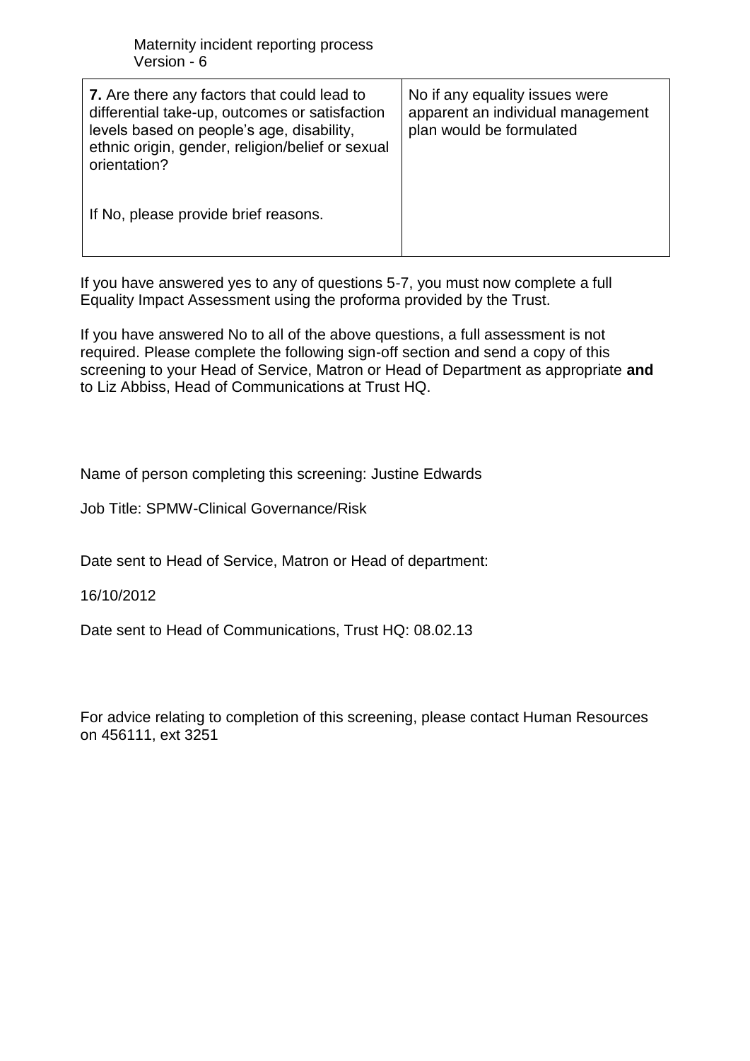| | |
|---|---|
| **7.** Are there any factors that could lead to differential take-up, outcomes or satisfaction levels based on people's age, disability, ethnic origin, gender, religion/belief or sexual orientation?<br><br>If No, please provide brief reasons. | No if any equality issues were apparent an individual management plan would be formulated |

If you have answered yes to any of questions 5-7, you must now complete a full Equality Impact Assessment using the proforma provided by the Trust.

If you have answered No to all of the above questions, a full assessment is not required. Please complete the following sign-off section and send a copy of this screening to your Head of Service, Matron or Head of Department as appropriate **and** to Liz Abbiss, Head of Communications at Trust HQ.

Name of person completing this screening: Justine Edwards

Job Title: SPMW-Clinical Governance/Risk

Date sent to Head of Service, Matron or Head of department:

16/10/2012

Date sent to Head of Communications, Trust HQ: 08.02.13

For advice relating to completion of this screening, please contact Human Resources on 456111, ext 3251